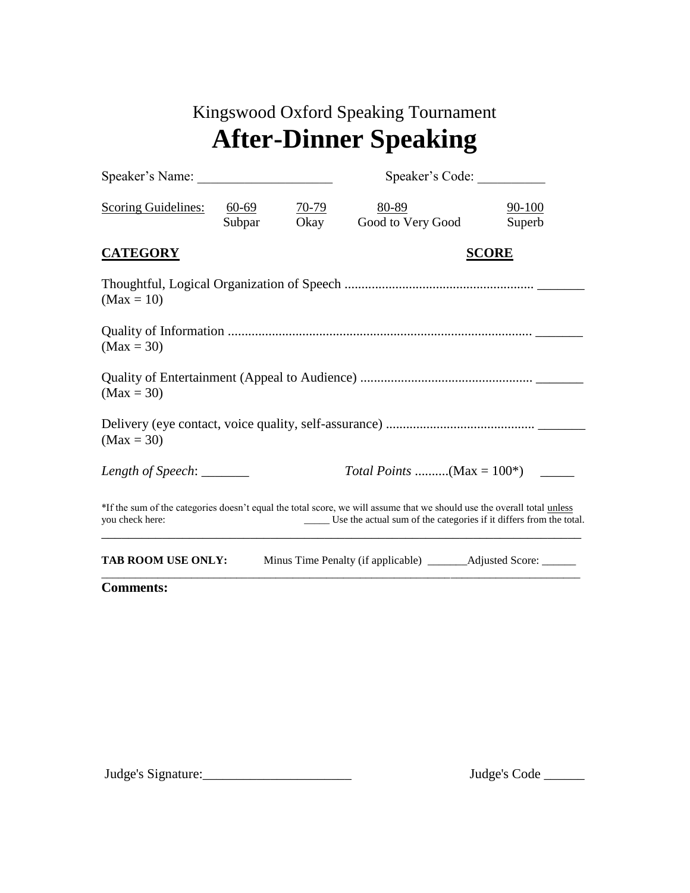Kingswood Oxford Speaking Tournament

# After-Dinner Speaking

Speaker's Name: ____________________ Speaker's Code: __________

| Scoring Guidelines: | 60-69 | 70-79 | 80-89 | 90-100 |
|---|---|---|---|---|
| | Subpar | Okay | Good to Very Good | Superb |

**CATEGORY** **SCORE**

Thoughtful, Logical Organization of Speech ........................................................ _______
(Max = 10)

Quality of Information ......................................................................................... _______
(Max = 30)

Quality of Entertainment (Appeal to Audience) .................................................. _______
(Max = 30)

Delivery (eye contact, voice quality, self-assurance) ............................................ _______
(Max = 30)

*Length of Speech*: _______ *Total Points* ..........(Max = 100*) _____

*If the sum of the categories doesn't equal the total score, we will assume that we should use the overall total unless you check here: _____ Use the actual sum of the categories if it differs from the total.

---

**TAB ROOM USE ONLY:** Minus Time Penalty (if applicable) _______Adjusted Score: ______

---

**Comments:**

Judge's Signature:______________________ Judge's Code ______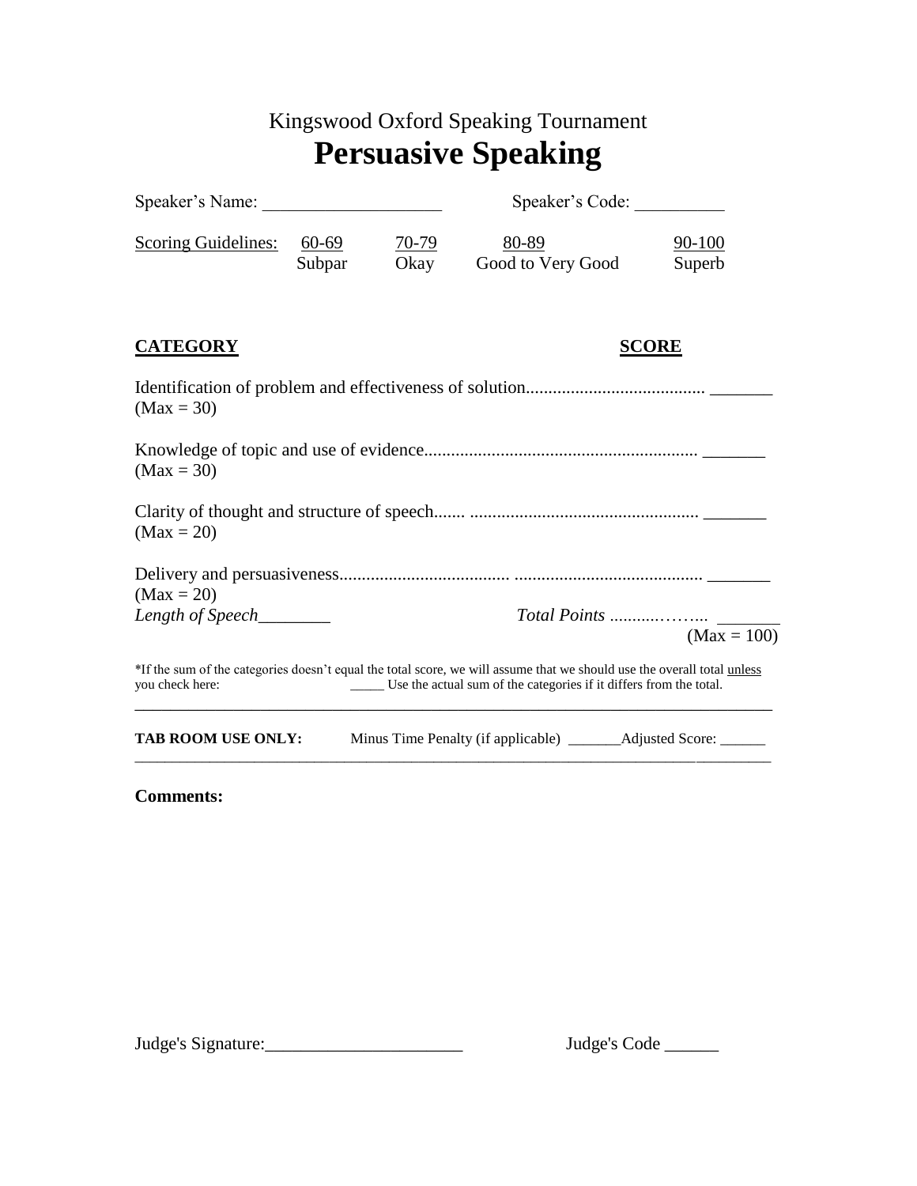Kingswood Oxford Speaking Tournament

# Persuasive Speaking

Speaker's Name: ____________________ Speaker's Code: __________

| Scoring Guidelines: | 60-69 | 70-79 | 80-89 | 90-100 |
|---|---|---|---|---|
| | Subpar | Okay | Good to Very Good | Superb |

| **CATEGORY** | **SCORE** |
|---|---|
| Identification of problem and effectiveness of solution........................................ (Max = 30) | _______ |
| Knowledge of topic and use of evidence............................................................ (Max = 30) | _______ |
| Clarity of thought and structure of speech....... ................................................... (Max = 20) | _______ |
| Delivery and persuasiveness..................................... .......................................... (Max = 20) | _______ |

*Length of Speech*________ *Total Points* ...........…….. _______ (Max = 100)

*If the sum of the categories doesn't equal the total score, we will assume that we should use the overall total unless you check here: _____ Use the actual sum of the categories if it differs from the total.

**TAB ROOM USE ONLY:** Minus Time Penalty (if applicable) _______Adjusted Score: ______

**Comments:**

Judge's Signature:______________________ Judge's Code ______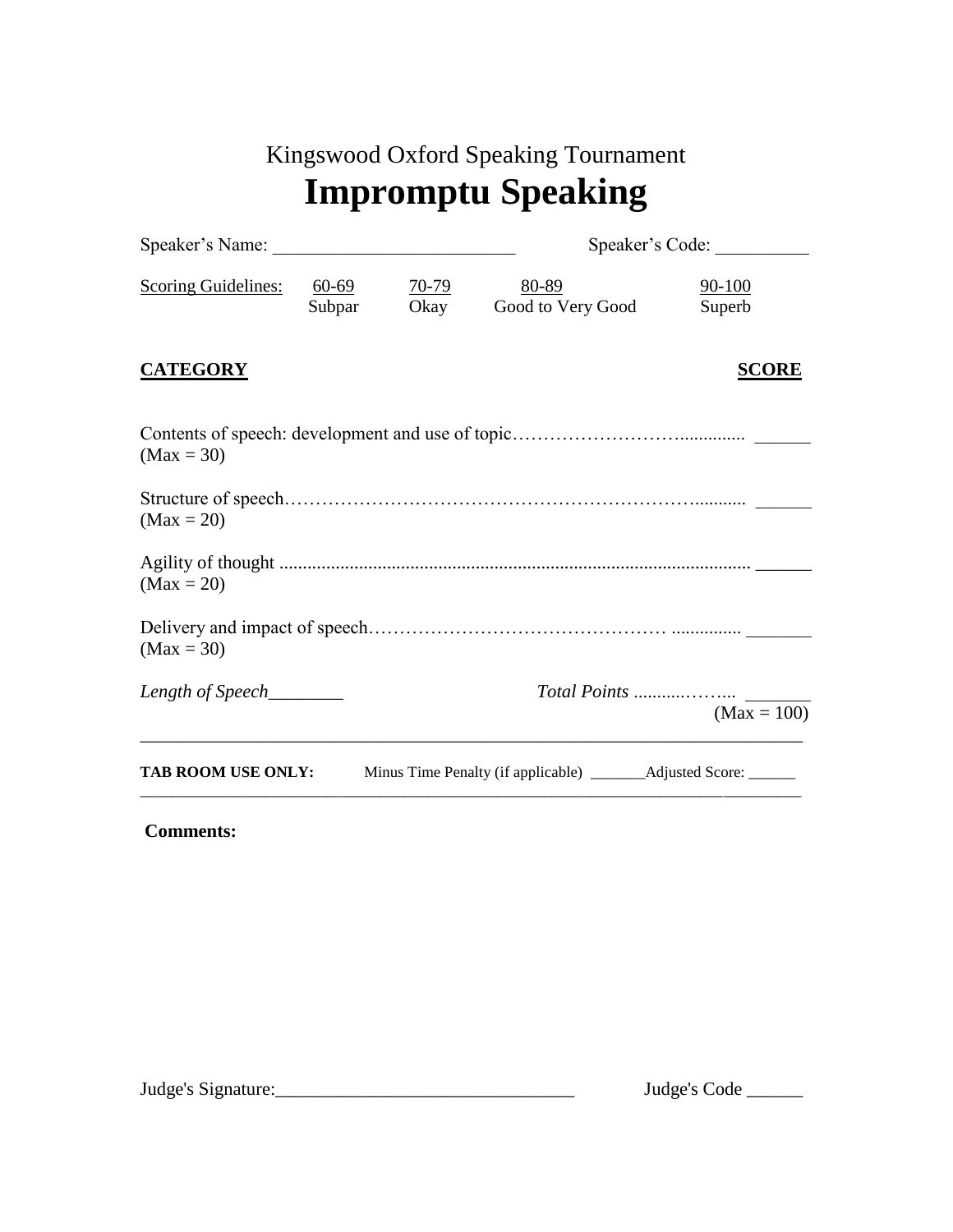Kingswood Oxford Speaking Tournament

# Impromptu Speaking

Speaker's Name: __________________________ Speaker's Code: __________

| Scoring Guidelines: | 60-69 | 70-79 | 80-89 | 90-100 |
|---|---|---|---|---|
| | Subpar | Okay | Good to Very Good | Superb |

**CATEGORY** **SCORE**

Contents of speech: development and use of topic……………………….............. ______
(Max = 30)

Structure of speech…………………………………………………………........... ______
(Max = 20)

Agility of thought .................................................................................................... ______
(Max = 20)

Delivery and impact of speech………………………………………… ............... _______
(Max = 30)

*Length of Speech*________ *Total Points* ...........…….. _______
(Max = 100)

---

**TAB ROOM USE ONLY:** Minus Time Penalty (if applicable) _______Adjusted Score: ______

---

**Comments:**

Judge's Signature:________________________________ Judge's Code ______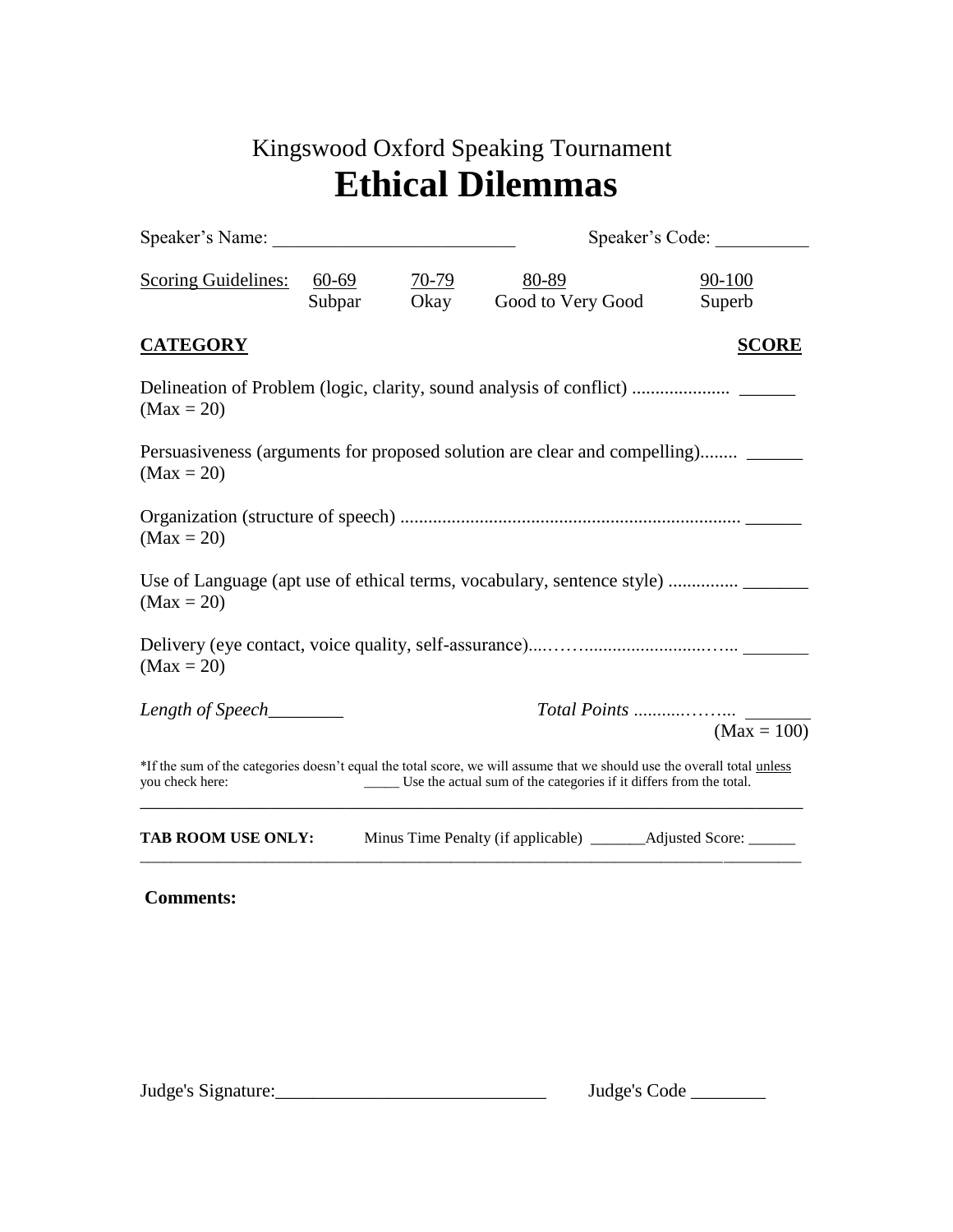Kingswood Oxford Speaking Tournament

# Ethical Dilemmas

Speaker's Name: ________________________ Speaker's Code: __________

| Scoring Guidelines: | 60-69 | 70-79 | 80-89 | 90-100 |
|---|---|---|---|---|
| | Subpar | Okay | Good to Very Good | Superb |

**CATEGORY** **SCORE**

Delineation of Problem (logic, clarity, sound analysis of conflict) .................... ______
(Max = 20)

Persuasiveness (arguments for proposed solution are clear and compelling)........ ______
(Max = 20)

Organization (structure of speech) ......................................................................... ______
(Max = 20)

Use of Language (apt use of ethical terms, vocabulary, sentence style) ............... _______
(Max = 20)

Delivery (eye contact, voice quality, self-assurance)....……..........................….... _______
(Max = 20)

*Length of Speech*________ *Total Points* ..........…….. _______
(Max = 100)

*If the sum of the categories doesn't equal the total score, we will assume that we should use the overall total unless you check here: _____ Use the actual sum of the categories if it differs from the total.

---

**TAB ROOM USE ONLY:** Minus Time Penalty (if applicable) _______Adjusted Score: ______

---

**Comments:**

Judge's Signature:____________________________ Judge's Code ________